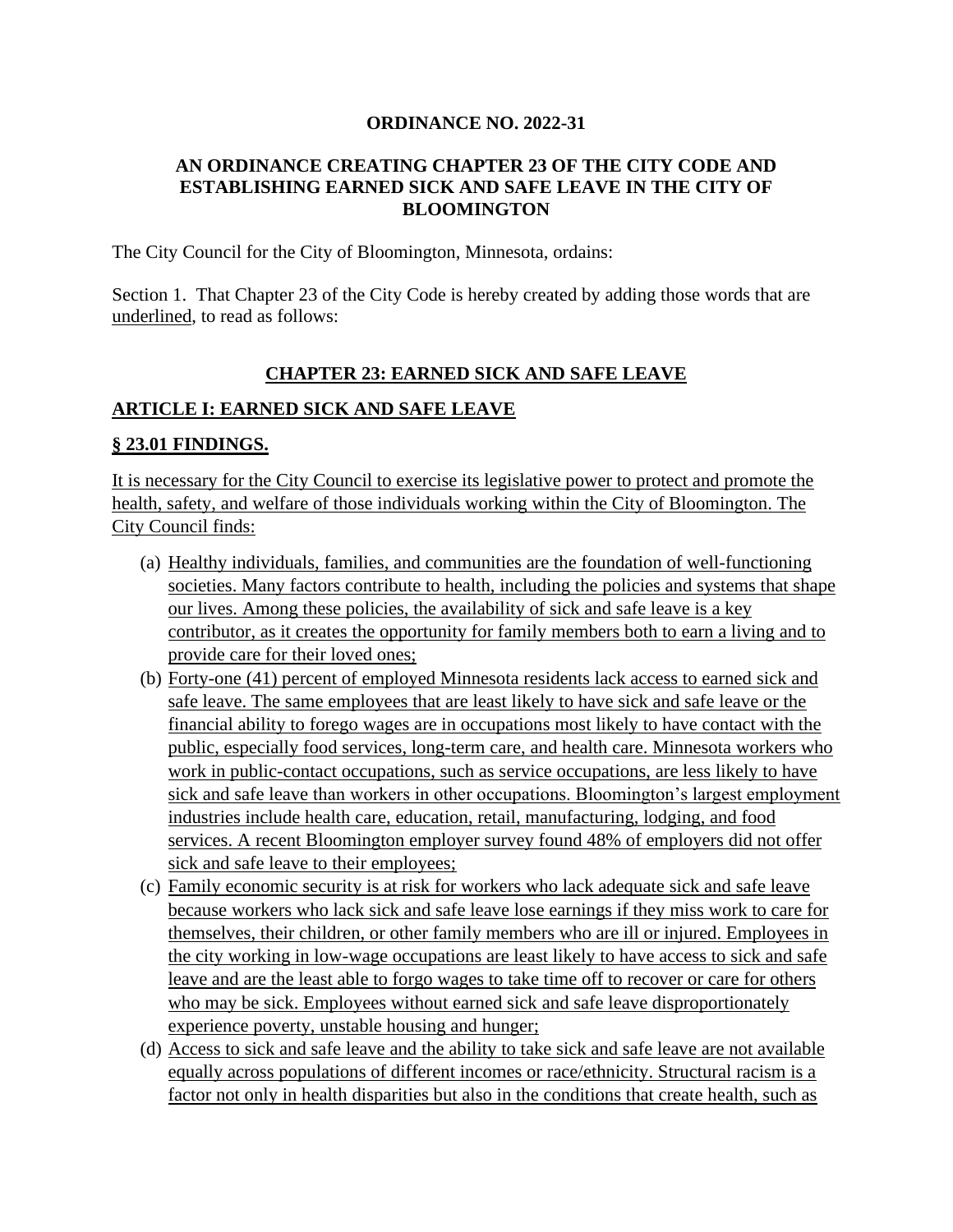**ORDINANCE NO. 2022-31**

**AN ORDINANCE CREATING CHAPTER 23 OF THE CITY CODE AND ESTABLISHING EARNED SICK AND SAFE LEAVE IN THE CITY OF BLOOMINGTON**

The City Council for the City of Bloomington, Minnesota, ordains:

Section 1. That Chapter 23 of the City Code is hereby created by adding those words that are <u>underlined</u>, to read as follows:

## <u>CHAPTER 23: EARNED SICK AND SAFE LEAVE</u>

### <u>ARTICLE I: EARNED SICK AND SAFE LEAVE</u>

### <u>§ 23.01 FINDINGS.</u>

<u>It is necessary for the City Council to exercise its legislative power to protect and promote the health, safety, and welfare of those individuals working within the City of Bloomington. The City Council finds:</u>

(a) <u>Healthy individuals, families, and communities are the foundation of well-functioning societies. Many factors contribute to health, including the policies and systems that shape our lives. Among these policies, the availability of sick and safe leave is a key contributor, as it creates the opportunity for family members both to earn a living and to provide care for their loved ones;</u>

(b) <u>Forty-one (41) percent of employed Minnesota residents lack access to earned sick and safe leave. The same employees that are least likely to have sick and safe leave or the financial ability to forego wages are in occupations most likely to have contact with the public, especially food services, long-term care, and health care. Minnesota workers who work in public-contact occupations, such as service occupations, are less likely to have sick and safe leave than workers in other occupations. Bloomington's largest employment industries include health care, education, retail, manufacturing, lodging, and food services. A recent Bloomington employer survey found 48% of employers did not offer sick and safe leave to their employees;</u>

(c) <u>Family economic security is at risk for workers who lack adequate sick and safe leave because workers who lack sick and safe leave lose earnings if they miss work to care for themselves, their children, or other family members who are ill or injured. Employees in the city working in low-wage occupations are least likely to have access to sick and safe leave and are the least able to forgo wages to take time off to recover or care for others who may be sick. Employees without earned sick and safe leave disproportionately experience poverty, unstable housing and hunger;</u>

(d) <u>Access to sick and safe leave and the ability to take sick and safe leave are not available equally across populations of different incomes or race/ethnicity. Structural racism is a factor not only in health disparities but also in the conditions that create health, such as</u>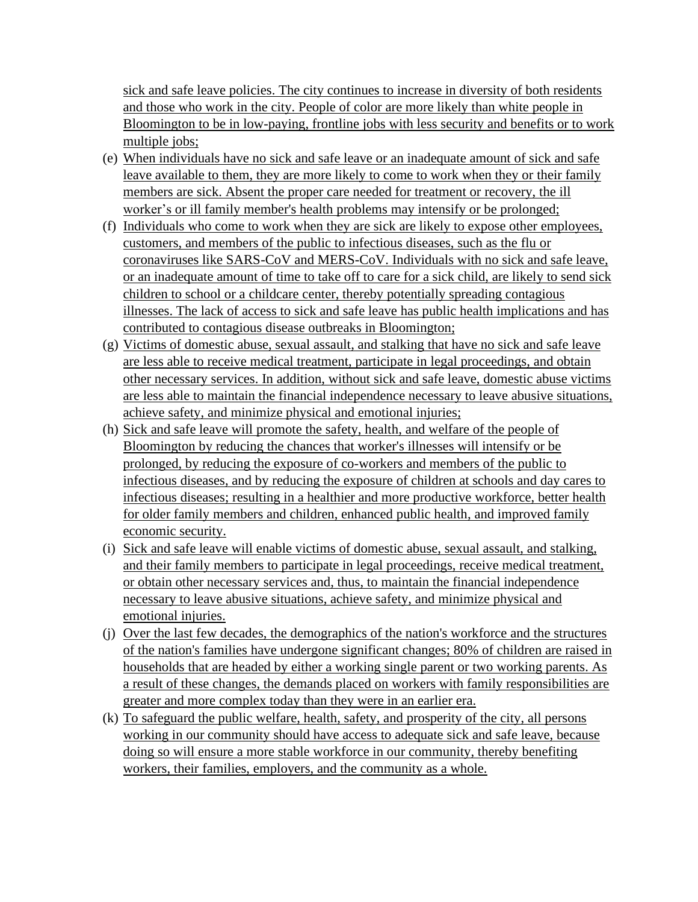sick and safe leave policies. The city continues to increase in diversity of both residents and those who work in the city. People of color are more likely than white people in Bloomington to be in low-paying, frontline jobs with less security and benefits or to work multiple jobs;

(e) When individuals have no sick and safe leave or an inadequate amount of sick and safe leave available to them, they are more likely to come to work when they or their family members are sick. Absent the proper care needed for treatment or recovery, the ill worker's or ill family member's health problems may intensify or be prolonged;

(f) Individuals who come to work when they are sick are likely to expose other employees, customers, and members of the public to infectious diseases, such as the flu or coronaviruses like SARS-CoV and MERS-CoV. Individuals with no sick and safe leave, or an inadequate amount of time to take off to care for a sick child, are likely to send sick children to school or a childcare center, thereby potentially spreading contagious illnesses. The lack of access to sick and safe leave has public health implications and has contributed to contagious disease outbreaks in Bloomington;

(g) Victims of domestic abuse, sexual assault, and stalking that have no sick and safe leave are less able to receive medical treatment, participate in legal proceedings, and obtain other necessary services. In addition, without sick and safe leave, domestic abuse victims are less able to maintain the financial independence necessary to leave abusive situations, achieve safety, and minimize physical and emotional injuries;

(h) Sick and safe leave will promote the safety, health, and welfare of the people of Bloomington by reducing the chances that worker's illnesses will intensify or be prolonged, by reducing the exposure of co-workers and members of the public to infectious diseases, and by reducing the exposure of children at schools and day cares to infectious diseases; resulting in a healthier and more productive workforce, better health for older family members and children, enhanced public health, and improved family economic security.

(i) Sick and safe leave will enable victims of domestic abuse, sexual assault, and stalking, and their family members to participate in legal proceedings, receive medical treatment, or obtain other necessary services and, thus, to maintain the financial independence necessary to leave abusive situations, achieve safety, and minimize physical and emotional injuries.

(j) Over the last few decades, the demographics of the nation's workforce and the structures of the nation's families have undergone significant changes; 80% of children are raised in households that are headed by either a working single parent or two working parents. As a result of these changes, the demands placed on workers with family responsibilities are greater and more complex today than they were in an earlier era.

(k) To safeguard the public welfare, health, safety, and prosperity of the city, all persons working in our community should have access to adequate sick and safe leave, because doing so will ensure a more stable workforce in our community, thereby benefiting workers, their families, employers, and the community as a whole.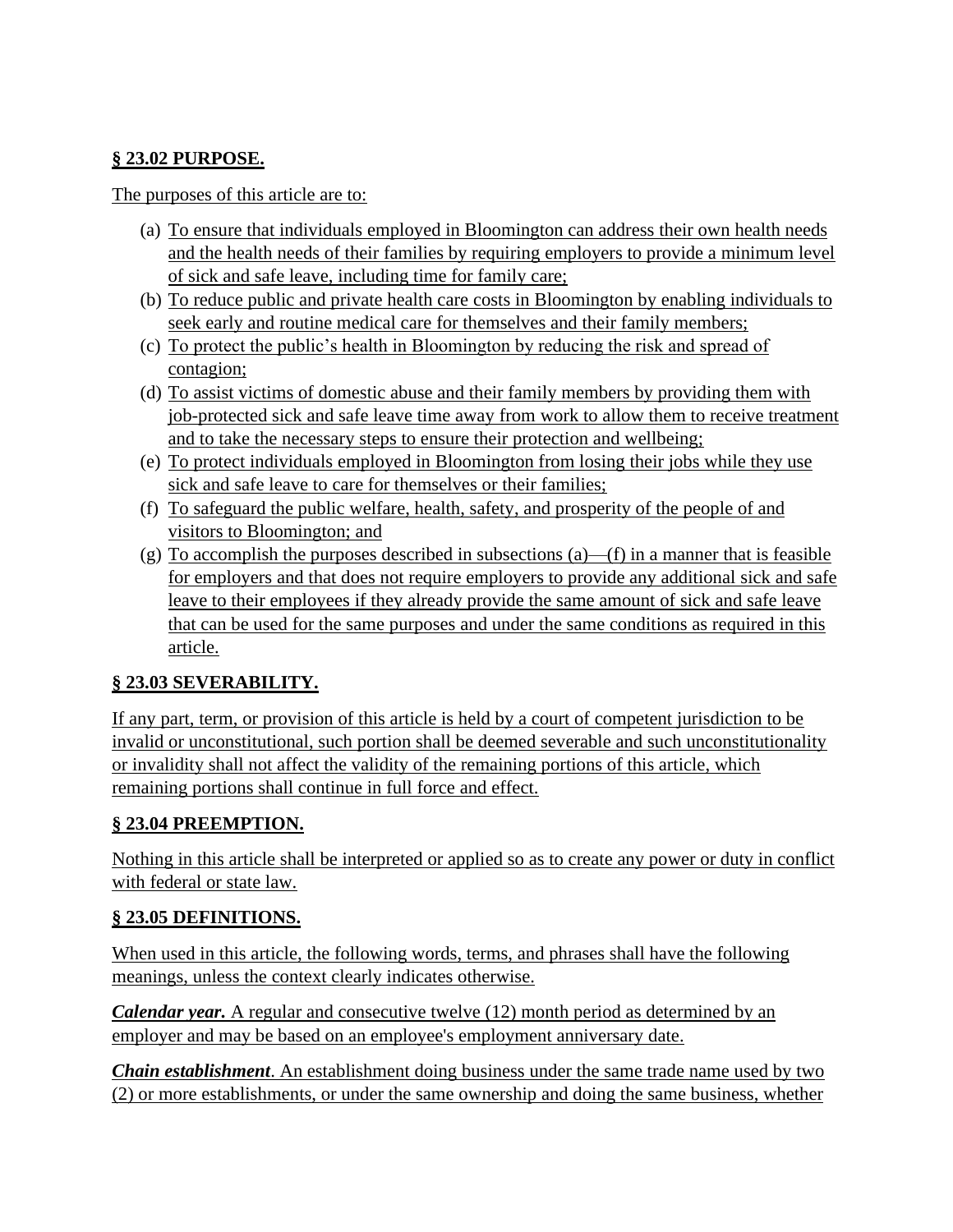**§ 23.02 PURPOSE.**

The purposes of this article are to:

(a) To ensure that individuals employed in Bloomington can address their own health needs and the health needs of their families by requiring employers to provide a minimum level of sick and safe leave, including time for family care;

(b) To reduce public and private health care costs in Bloomington by enabling individuals to seek early and routine medical care for themselves and their family members;

(c) To protect the public's health in Bloomington by reducing the risk and spread of contagion;

(d) To assist victims of domestic abuse and their family members by providing them with job-protected sick and safe leave time away from work to allow them to receive treatment and to take the necessary steps to ensure their protection and wellbeing;

(e) To protect individuals employed in Bloomington from losing their jobs while they use sick and safe leave to care for themselves or their families;

(f) To safeguard the public welfare, health, safety, and prosperity of the people of and visitors to Bloomington; and

(g) To accomplish the purposes described in subsections (a)—(f) in a manner that is feasible for employers and that does not require employers to provide any additional sick and safe leave to their employees if they already provide the same amount of sick and safe leave that can be used for the same purposes and under the same conditions as required in this article.

**§ 23.03 SEVERABILITY.**

If any part, term, or provision of this article is held by a court of competent jurisdiction to be invalid or unconstitutional, such portion shall be deemed severable and such unconstitutionality or invalidity shall not affect the validity of the remaining portions of this article, which remaining portions shall continue in full force and effect.

**§ 23.04 PREEMPTION.**

Nothing in this article shall be interpreted or applied so as to create any power or duty in conflict with federal or state law.

**§ 23.05 DEFINITIONS.**

When used in this article, the following words, terms, and phrases shall have the following meanings, unless the context clearly indicates otherwise.

***Calendar year.*** A regular and consecutive twelve (12) month period as determined by an employer and may be based on an employee's employment anniversary date.

***Chain establishment***. An establishment doing business under the same trade name used by two (2) or more establishments, or under the same ownership and doing the same business, whether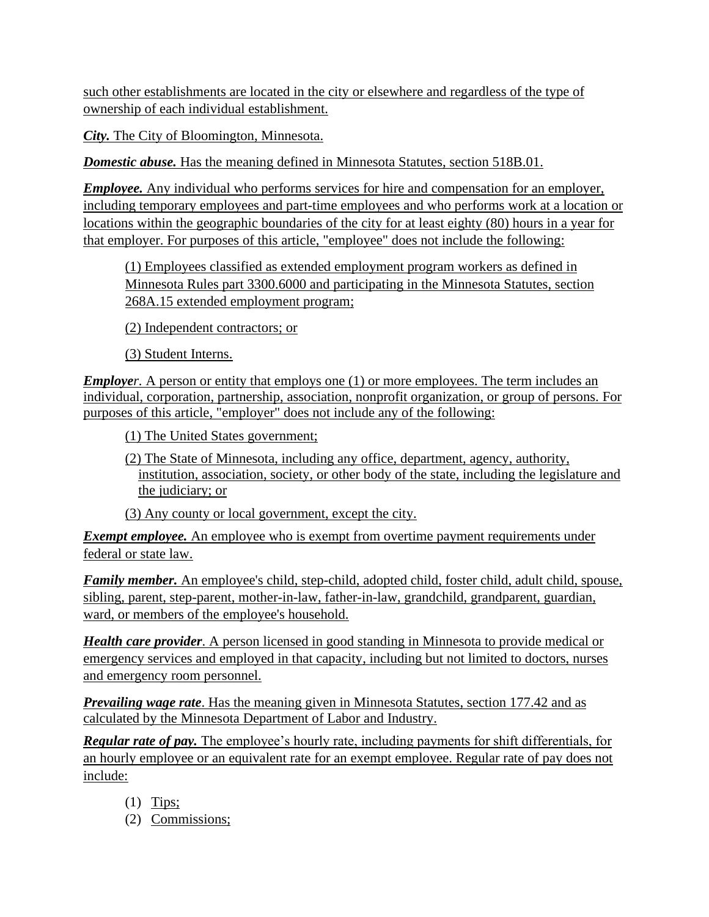such other establishments are located in the city or elsewhere and regardless of the type of ownership of each individual establishment.

***City.*** The City of Bloomington, Minnesota.

***Domestic abuse.*** Has the meaning defined in Minnesota Statutes, section 518B.01.

***Employee.*** Any individual who performs services for hire and compensation for an employer, including temporary employees and part-time employees and who performs work at a location or locations within the geographic boundaries of the city for at least eighty (80) hours in a year for that employer. For purposes of this article, "employee" does not include the following:

> (1) Employees classified as extended employment program workers as defined in Minnesota Rules part 3300.6000 and participating in the Minnesota Statutes, section 268A.15 extended employment program;
>
> (2) Independent contractors; or
>
> (3) Student Interns.

***Employer***. A person or entity that employs one (1) or more employees. The term includes an individual, corporation, partnership, association, nonprofit organization, or group of persons. For purposes of this article, "employer" does not include any of the following:

> (1) The United States government;
>
> (2) The State of Minnesota, including any office, department, agency, authority, institution, association, society, or other body of the state, including the legislature and the judiciary; or
>
> (3) Any county or local government, except the city.

***Exempt employee.*** An employee who is exempt from overtime payment requirements under federal or state law.

***Family member.*** An employee's child, step-child, adopted child, foster child, adult child, spouse, sibling, parent, step-parent, mother-in-law, father-in-law, grandchild, grandparent, guardian, ward, or members of the employee's household.

***Health care provider***. A person licensed in good standing in Minnesota to provide medical or emergency services and employed in that capacity, including but not limited to doctors, nurses and emergency room personnel.

***Prevailing wage rate***. Has the meaning given in Minnesota Statutes, section 177.42 and as calculated by the Minnesota Department of Labor and Industry.

***Regular rate of pay.*** The employee's hourly rate, including payments for shift differentials, for an hourly employee or an equivalent rate for an exempt employee. Regular rate of pay does not include:

> (1) Tips;
>
> (2) Commissions;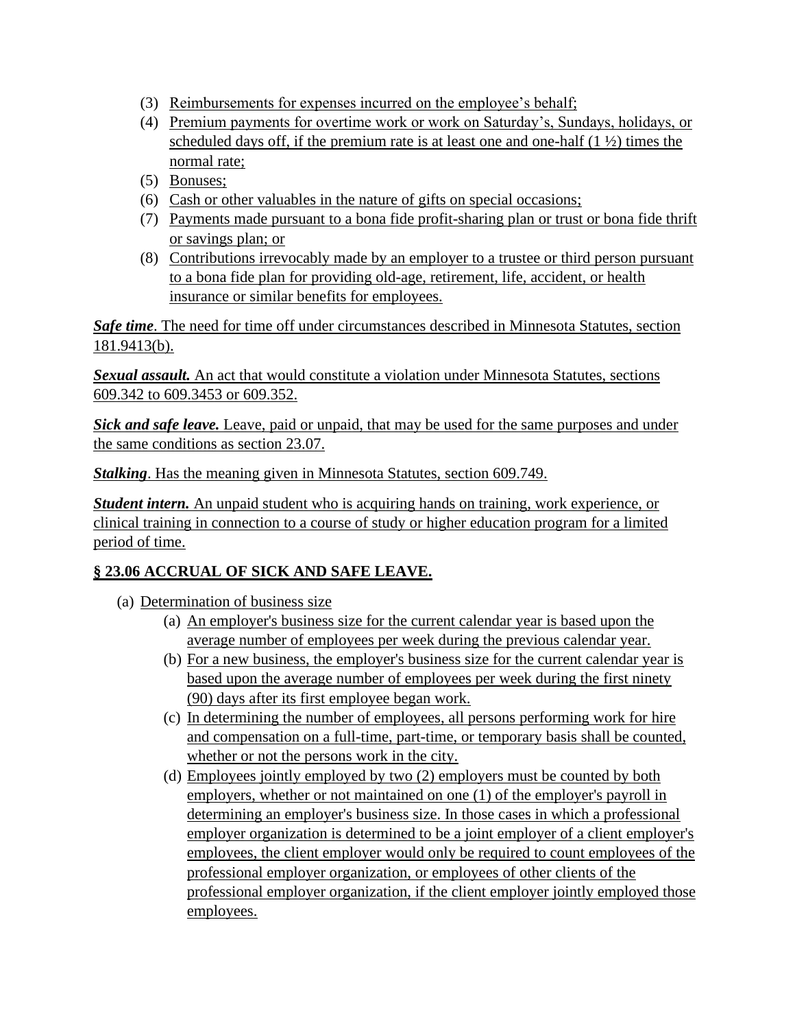(3) Reimbursements for expenses incurred on the employee's behalf;
(4) Premium payments for overtime work or work on Saturday's, Sundays, holidays, or scheduled days off, if the premium rate is at least one and one-half (1 ½) times the normal rate;
(5) Bonuses;
(6) Cash or other valuables in the nature of gifts on special occasions;
(7) Payments made pursuant to a bona fide profit-sharing plan or trust or bona fide thrift or savings plan; or
(8) Contributions irrevocably made by an employer to a trustee or third person pursuant to a bona fide plan for providing old-age, retirement, life, accident, or health insurance or similar benefits for employees.

***Safe time***. The need for time off under circumstances described in Minnesota Statutes, section 181.9413(b).

***Sexual assault.*** An act that would constitute a violation under Minnesota Statutes, sections 609.342 to 609.3453 or 609.352.

***Sick and safe leave.*** Leave, paid or unpaid, that may be used for the same purposes and under the same conditions as section 23.07.

***Stalking***. Has the meaning given in Minnesota Statutes, section 609.749.

***Student intern.*** An unpaid student who is acquiring hands on training, work experience, or clinical training in connection to a course of study or higher education program for a limited period of time.

## § 23.06 ACCRUAL OF SICK AND SAFE LEAVE.

(a) Determination of business size
   (a) An employer's business size for the current calendar year is based upon the average number of employees per week during the previous calendar year.
   (b) For a new business, the employer's business size for the current calendar year is based upon the average number of employees per week during the first ninety (90) days after its first employee began work.
   (c) In determining the number of employees, all persons performing work for hire and compensation on a full-time, part-time, or temporary basis shall be counted, whether or not the persons work in the city.
   (d) Employees jointly employed by two (2) employers must be counted by both employers, whether or not maintained on one (1) of the employer's payroll in determining an employer's business size. In those cases in which a professional employer organization is determined to be a joint employer of a client employer's employees, the client employer would only be required to count employees of the professional employer organization, or employees of other clients of the professional employer organization, if the client employer jointly employed those employees.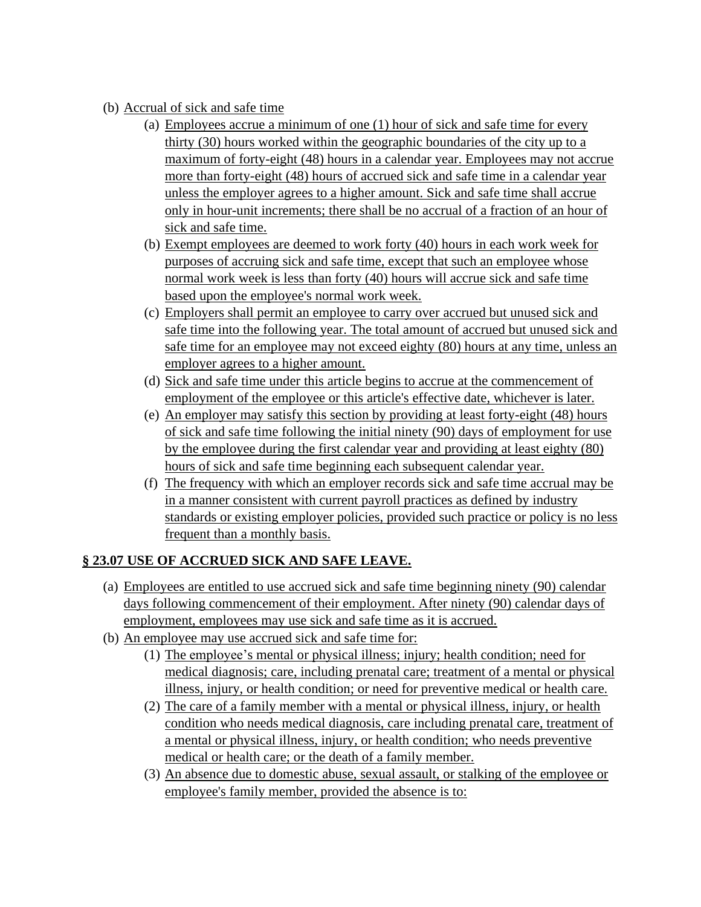(b) Accrual of sick and safe time

  (a) Employees accrue a minimum of one (1) hour of sick and safe time for every thirty (30) hours worked within the geographic boundaries of the city up to a maximum of forty-eight (48) hours in a calendar year. Employees may not accrue more than forty-eight (48) hours of accrued sick and safe time in a calendar year unless the employer agrees to a higher amount. Sick and safe time shall accrue only in hour-unit increments; there shall be no accrual of a fraction of an hour of sick and safe time.

  (b) Exempt employees are deemed to work forty (40) hours in each work week for purposes of accruing sick and safe time, except that such an employee whose normal work week is less than forty (40) hours will accrue sick and safe time based upon the employee's normal work week.

  (c) Employers shall permit an employee to carry over accrued but unused sick and safe time into the following year. The total amount of accrued but unused sick and safe time for an employee may not exceed eighty (80) hours at any time, unless an employer agrees to a higher amount.

  (d) Sick and safe time under this article begins to accrue at the commencement of employment of the employee or this article's effective date, whichever is later.

  (e) An employer may satisfy this section by providing at least forty-eight (48) hours of sick and safe time following the initial ninety (90) days of employment for use by the employee during the first calendar year and providing at least eighty (80) hours of sick and safe time beginning each subsequent calendar year.

  (f) The frequency with which an employer records sick and safe time accrual may be in a manner consistent with current payroll practices as defined by industry standards or existing employer policies, provided such practice or policy is no less frequent than a monthly basis.

**§ 23.07 USE OF ACCRUED SICK AND SAFE LEAVE.**

(a) Employees are entitled to use accrued sick and safe time beginning ninety (90) calendar days following commencement of their employment. After ninety (90) calendar days of employment, employees may use sick and safe time as it is accrued.

(b) An employee may use accrued sick and safe time for:

  (1) The employee's mental or physical illness; injury; health condition; need for medical diagnosis; care, including prenatal care; treatment of a mental or physical illness, injury, or health condition; or need for preventive medical or health care.

  (2) The care of a family member with a mental or physical illness, injury, or health condition who needs medical diagnosis, care including prenatal care, treatment of a mental or physical illness, injury, or health condition; who needs preventive medical or health care; or the death of a family member.

  (3) An absence due to domestic abuse, sexual assault, or stalking of the employee or employee's family member, provided the absence is to: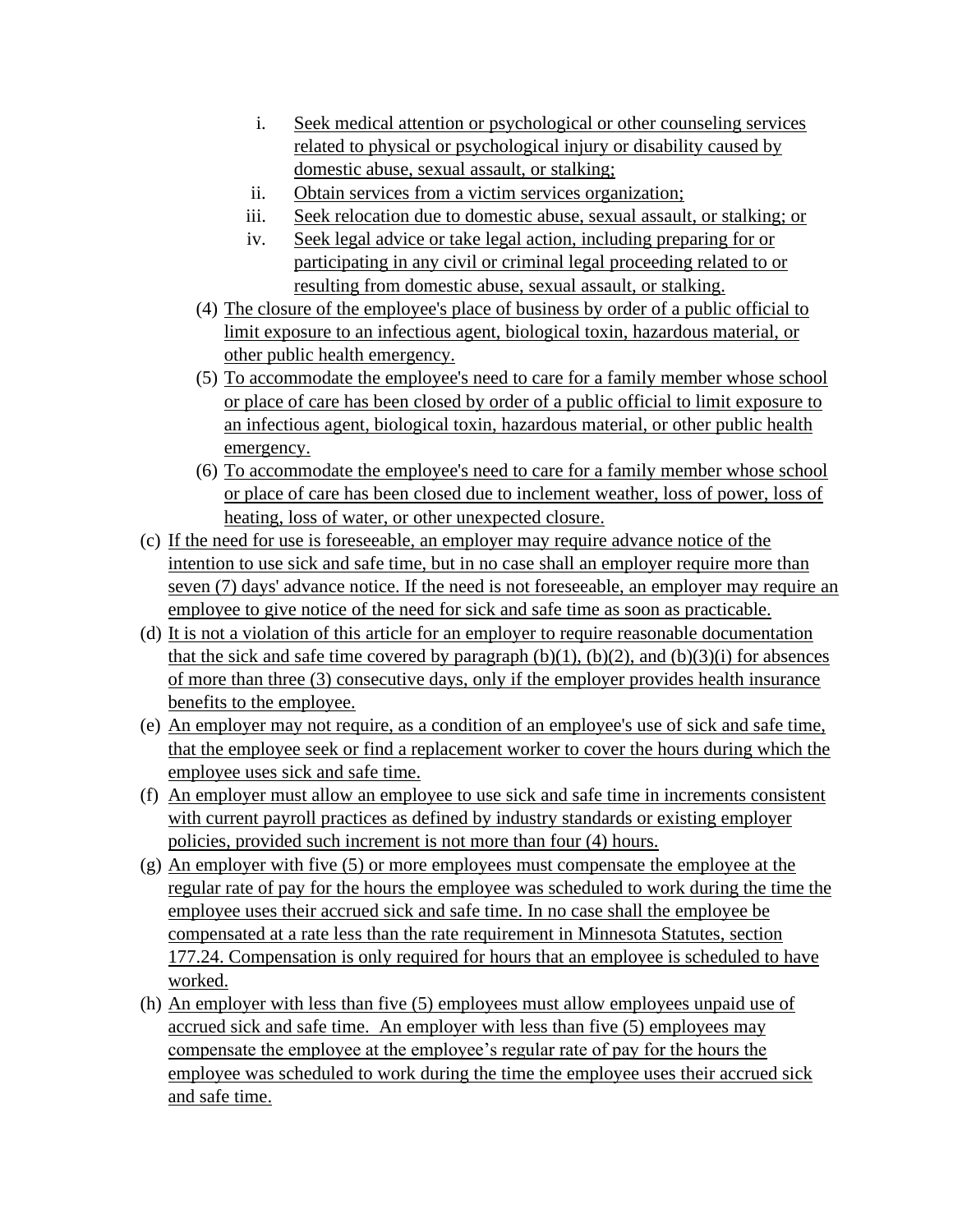i. Seek medical attention or psychological or other counseling services related to physical or psychological injury or disability caused by domestic abuse, sexual assault, or stalking;
ii. Obtain services from a victim services organization;
iii. Seek relocation due to domestic abuse, sexual assault, or stalking; or
iv. Seek legal advice or take legal action, including preparing for or participating in any civil or criminal legal proceeding related to or resulting from domestic abuse, sexual assault, or stalking.

(4) The closure of the employee's place of business by order of a public official to limit exposure to an infectious agent, biological toxin, hazardous material, or other public health emergency.

(5) To accommodate the employee's need to care for a family member whose school or place of care has been closed by order of a public official to limit exposure to an infectious agent, biological toxin, hazardous material, or other public health emergency.

(6) To accommodate the employee's need to care for a family member whose school or place of care has been closed due to inclement weather, loss of power, loss of heating, loss of water, or other unexpected closure.

(c) If the need for use is foreseeable, an employer may require advance notice of the intention to use sick and safe time, but in no case shall an employer require more than seven (7) days' advance notice. If the need is not foreseeable, an employer may require an employee to give notice of the need for sick and safe time as soon as practicable.

(d) It is not a violation of this article for an employer to require reasonable documentation that the sick and safe time covered by paragraph (b)(1), (b)(2), and (b)(3)(i) for absences of more than three (3) consecutive days, only if the employer provides health insurance benefits to the employee.

(e) An employer may not require, as a condition of an employee's use of sick and safe time, that the employee seek or find a replacement worker to cover the hours during which the employee uses sick and safe time.

(f) An employer must allow an employee to use sick and safe time in increments consistent with current payroll practices as defined by industry standards or existing employer policies, provided such increment is not more than four (4) hours.

(g) An employer with five (5) or more employees must compensate the employee at the regular rate of pay for the hours the employee was scheduled to work during the time the employee uses their accrued sick and safe time. In no case shall the employee be compensated at a rate less than the rate requirement in Minnesota Statutes, section 177.24. Compensation is only required for hours that an employee is scheduled to have worked.

(h) An employer with less than five (5) employees must allow employees unpaid use of accrued sick and safe time. An employer with less than five (5) employees may compensate the employee at the employee's regular rate of pay for the hours the employee was scheduled to work during the time the employee uses their accrued sick and safe time.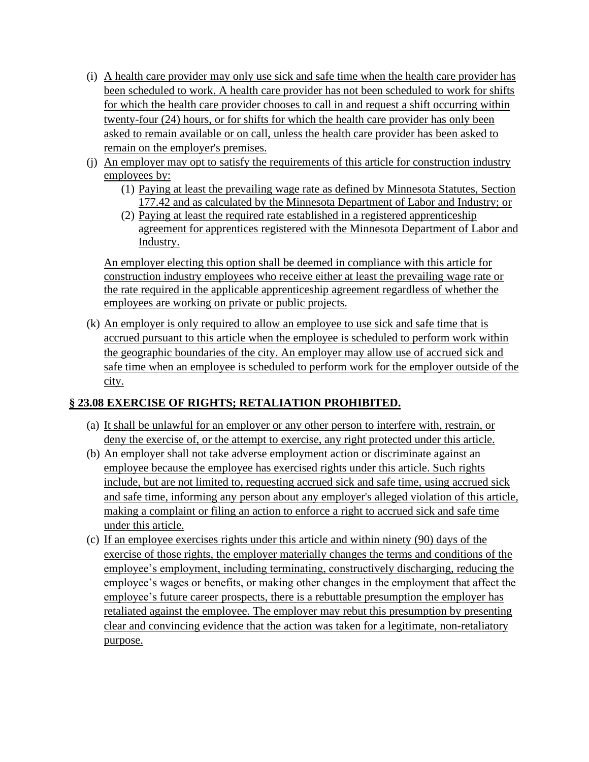(i) A health care provider may only use sick and safe time when the health care provider has been scheduled to work. A health care provider has not been scheduled to work for shifts for which the health care provider chooses to call in and request a shift occurring within twenty-four (24) hours, or for shifts for which the health care provider has only been asked to remain available or on call, unless the health care provider has been asked to remain on the employer's premises.

(j) An employer may opt to satisfy the requirements of this article for construction industry employees by:

   (1) Paying at least the prevailing wage rate as defined by Minnesota Statutes, Section 177.42 and as calculated by the Minnesota Department of Labor and Industry; or

   (2) Paying at least the required rate established in a registered apprenticeship agreement for apprentices registered with the Minnesota Department of Labor and Industry.

   An employer electing this option shall be deemed in compliance with this article for construction industry employees who receive either at least the prevailing wage rate or the rate required in the applicable apprenticeship agreement regardless of whether the employees are working on private or public projects.

(k) An employer is only required to allow an employee to use sick and safe time that is accrued pursuant to this article when the employee is scheduled to perform work within the geographic boundaries of the city. An employer may allow use of accrued sick and safe time when an employee is scheduled to perform work for the employer outside of the city.

## § 23.08 EXERCISE OF RIGHTS; RETALIATION PROHIBITED.

(a) It shall be unlawful for an employer or any other person to interfere with, restrain, or deny the exercise of, or the attempt to exercise, any right protected under this article.

(b) An employer shall not take adverse employment action or discriminate against an employee because the employee has exercised rights under this article. Such rights include, but are not limited to, requesting accrued sick and safe time, using accrued sick and safe time, informing any person about any employer's alleged violation of this article, making a complaint or filing an action to enforce a right to accrued sick and safe time under this article.

(c) If an employee exercises rights under this article and within ninety (90) days of the exercise of those rights, the employer materially changes the terms and conditions of the employee's employment, including terminating, constructively discharging, reducing the employee's wages or benefits, or making other changes in the employment that affect the employee's future career prospects, there is a rebuttable presumption the employer has retaliated against the employee. The employer may rebut this presumption by presenting clear and convincing evidence that the action was taken for a legitimate, non-retaliatory purpose.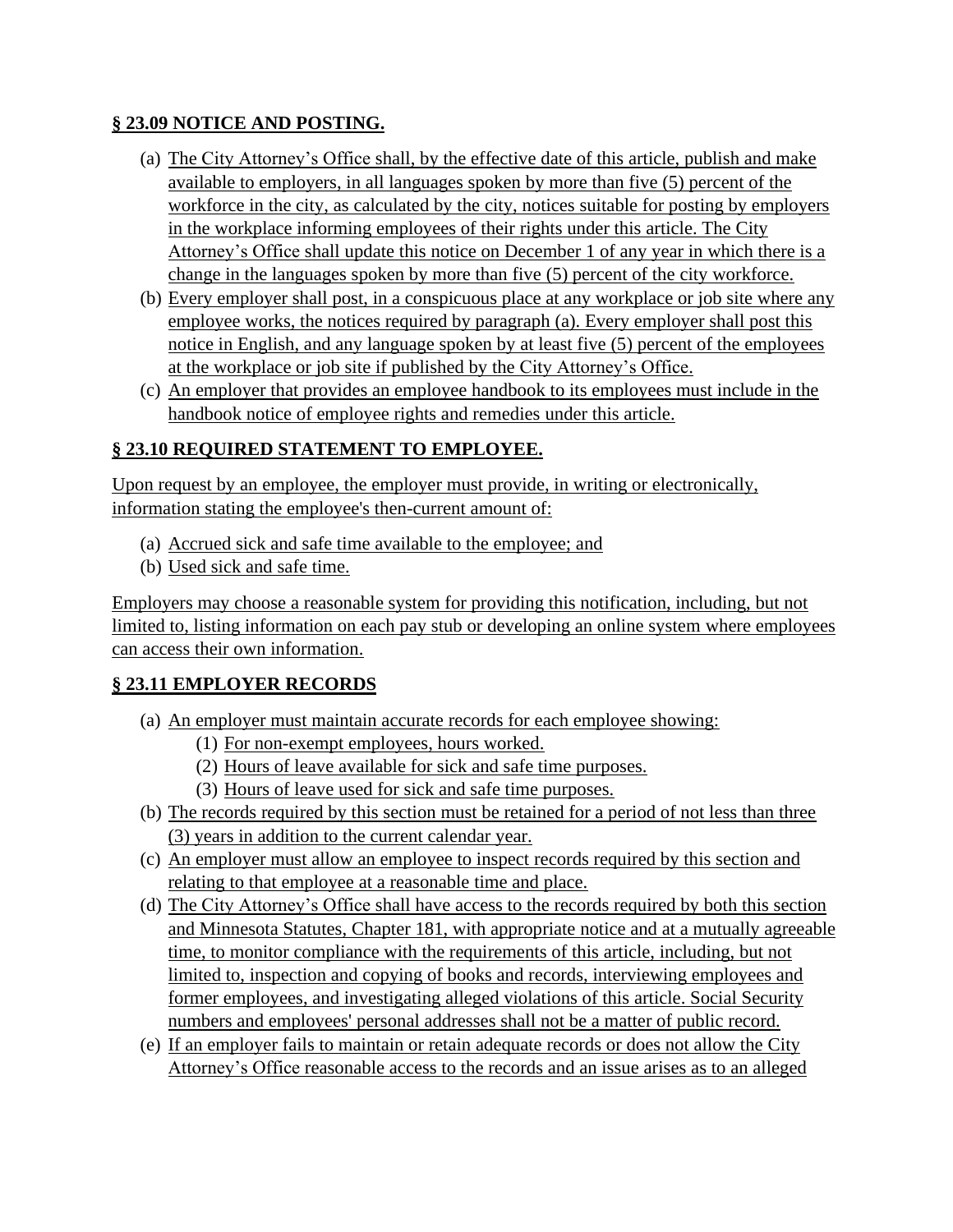**§ 23.09 NOTICE AND POSTING.**

(a) The City Attorney's Office shall, by the effective date of this article, publish and make available to employers, in all languages spoken by more than five (5) percent of the workforce in the city, as calculated by the city, notices suitable for posting by employers in the workplace informing employees of their rights under this article. The City Attorney's Office shall update this notice on December 1 of any year in which there is a change in the languages spoken by more than five (5) percent of the city workforce.

(b) Every employer shall post, in a conspicuous place at any workplace or job site where any employee works, the notices required by paragraph (a). Every employer shall post this notice in English, and any language spoken by at least five (5) percent of the employees at the workplace or job site if published by the City Attorney's Office.

(c) An employer that provides an employee handbook to its employees must include in the handbook notice of employee rights and remedies under this article.

**§ 23.10 REQUIRED STATEMENT TO EMPLOYEE.**

Upon request by an employee, the employer must provide, in writing or electronically, information stating the employee's then-current amount of:

(a) Accrued sick and safe time available to the employee; and

(b) Used sick and safe time.

Employers may choose a reasonable system for providing this notification, including, but not limited to, listing information on each pay stub or developing an online system where employees can access their own information.

**§ 23.11 EMPLOYER RECORDS**

(a) An employer must maintain accurate records for each employee showing:
   (1) For non-exempt employees, hours worked.
   (2) Hours of leave available for sick and safe time purposes.
   (3) Hours of leave used for sick and safe time purposes.

(b) The records required by this section must be retained for a period of not less than three (3) years in addition to the current calendar year.

(c) An employer must allow an employee to inspect records required by this section and relating to that employee at a reasonable time and place.

(d) The City Attorney's Office shall have access to the records required by both this section and Minnesota Statutes, Chapter 181, with appropriate notice and at a mutually agreeable time, to monitor compliance with the requirements of this article, including, but not limited to, inspection and copying of books and records, interviewing employees and former employees, and investigating alleged violations of this article. Social Security numbers and employees' personal addresses shall not be a matter of public record.

(e) If an employer fails to maintain or retain adequate records or does not allow the City Attorney's Office reasonable access to the records and an issue arises as to an alleged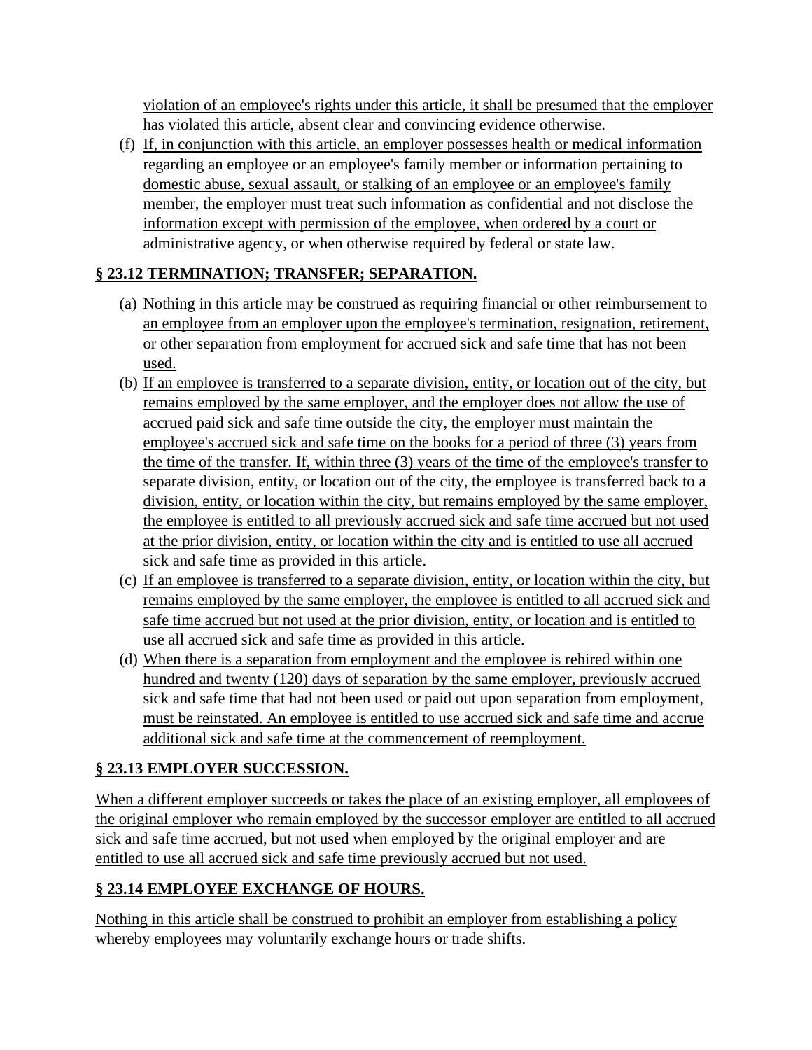violation of an employee's rights under this article, it shall be presumed that the employer has violated this article, absent clear and convincing evidence otherwise.

(f) If, in conjunction with this article, an employer possesses health or medical information regarding an employee or an employee's family member or information pertaining to domestic abuse, sexual assault, or stalking of an employee or an employee's family member, the employer must treat such information as confidential and not disclose the information except with permission of the employee, when ordered by a court or administrative agency, or when otherwise required by federal or state law.

## § 23.12 TERMINATION; TRANSFER; SEPARATION.

(a) Nothing in this article may be construed as requiring financial or other reimbursement to an employee from an employer upon the employee's termination, resignation, retirement, or other separation from employment for accrued sick and safe time that has not been used.

(b) If an employee is transferred to a separate division, entity, or location out of the city, but remains employed by the same employer, and the employer does not allow the use of accrued paid sick and safe time outside the city, the employer must maintain the employee's accrued sick and safe time on the books for a period of three (3) years from the time of the transfer. If, within three (3) years of the time of the employee's transfer to separate division, entity, or location out of the city, the employee is transferred back to a division, entity, or location within the city, but remains employed by the same employer, the employee is entitled to all previously accrued sick and safe time accrued but not used at the prior division, entity, or location within the city and is entitled to use all accrued sick and safe time as provided in this article.

(c) If an employee is transferred to a separate division, entity, or location within the city, but remains employed by the same employer, the employee is entitled to all accrued sick and safe time accrued but not used at the prior division, entity, or location and is entitled to use all accrued sick and safe time as provided in this article.

(d) When there is a separation from employment and the employee is rehired within one hundred and twenty (120) days of separation by the same employer, previously accrued sick and safe time that had not been used or paid out upon separation from employment, must be reinstated. An employee is entitled to use accrued sick and safe time and accrue additional sick and safe time at the commencement of reemployment.

## § 23.13 EMPLOYER SUCCESSION.

When a different employer succeeds or takes the place of an existing employer, all employees of the original employer who remain employed by the successor employer are entitled to all accrued sick and safe time accrued, but not used when employed by the original employer and are entitled to use all accrued sick and safe time previously accrued but not used.

## § 23.14 EMPLOYEE EXCHANGE OF HOURS.

Nothing in this article shall be construed to prohibit an employer from establishing a policy whereby employees may voluntarily exchange hours or trade shifts.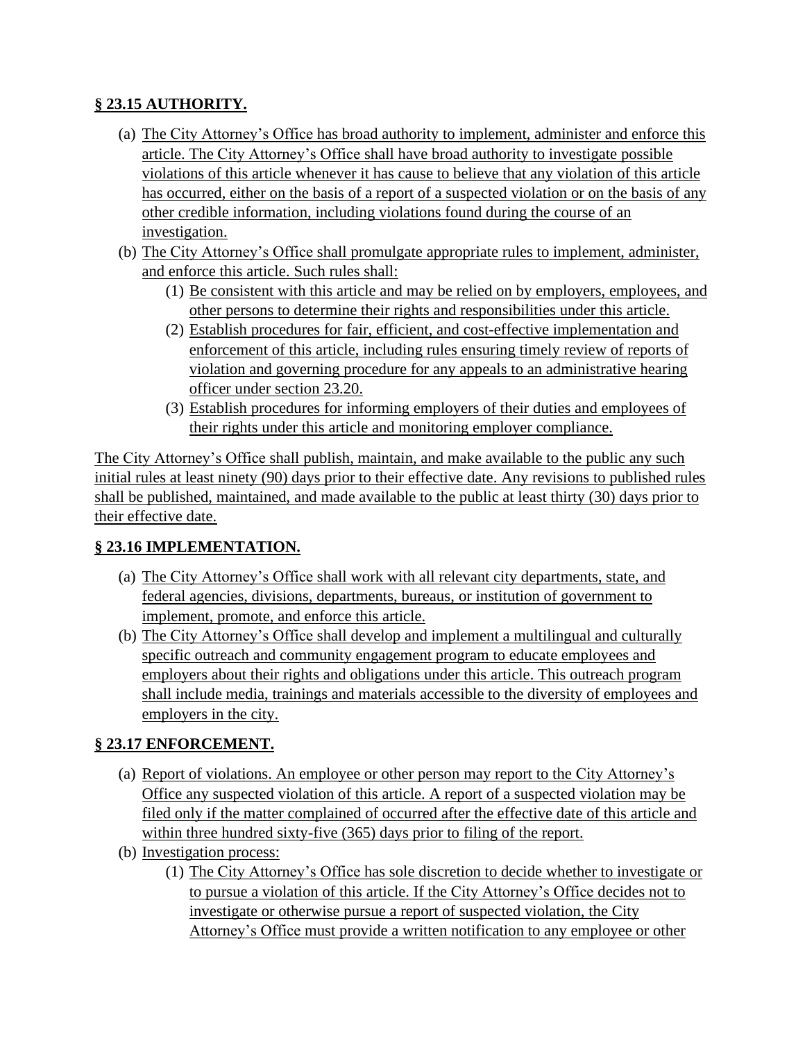## § 23.15 AUTHORITY.

(a) The City Attorney's Office has broad authority to implement, administer and enforce this article. The City Attorney's Office shall have broad authority to investigate possible violations of this article whenever it has cause to believe that any violation of this article has occurred, either on the basis of a report of a suspected violation or on the basis of any other credible information, including violations found during the course of an investigation.

(b) The City Attorney's Office shall promulgate appropriate rules to implement, administer, and enforce this article. Such rules shall:

   (1) Be consistent with this article and may be relied on by employers, employees, and other persons to determine their rights and responsibilities under this article.

   (2) Establish procedures for fair, efficient, and cost-effective implementation and enforcement of this article, including rules ensuring timely review of reports of violation and governing procedure for any appeals to an administrative hearing officer under section 23.20.

   (3) Establish procedures for informing employers of their duties and employees of their rights under this article and monitoring employer compliance.

The City Attorney's Office shall publish, maintain, and make available to the public any such initial rules at least ninety (90) days prior to their effective date. Any revisions to published rules shall be published, maintained, and made available to the public at least thirty (30) days prior to their effective date.

## § 23.16 IMPLEMENTATION.

(a) The City Attorney's Office shall work with all relevant city departments, state, and federal agencies, divisions, departments, bureaus, or institution of government to implement, promote, and enforce this article.

(b) The City Attorney's Office shall develop and implement a multilingual and culturally specific outreach and community engagement program to educate employees and employers about their rights and obligations under this article. This outreach program shall include media, trainings and materials accessible to the diversity of employees and employers in the city.

## § 23.17 ENFORCEMENT.

(a) Report of violations. An employee or other person may report to the City Attorney's Office any suspected violation of this article. A report of a suspected violation may be filed only if the matter complained of occurred after the effective date of this article and within three hundred sixty-five (365) days prior to filing of the report.

(b) Investigation process:

   (1) The City Attorney's Office has sole discretion to decide whether to investigate or to pursue a violation of this article. If the City Attorney's Office decides not to investigate or otherwise pursue a report of suspected violation, the City Attorney's Office must provide a written notification to any employee or other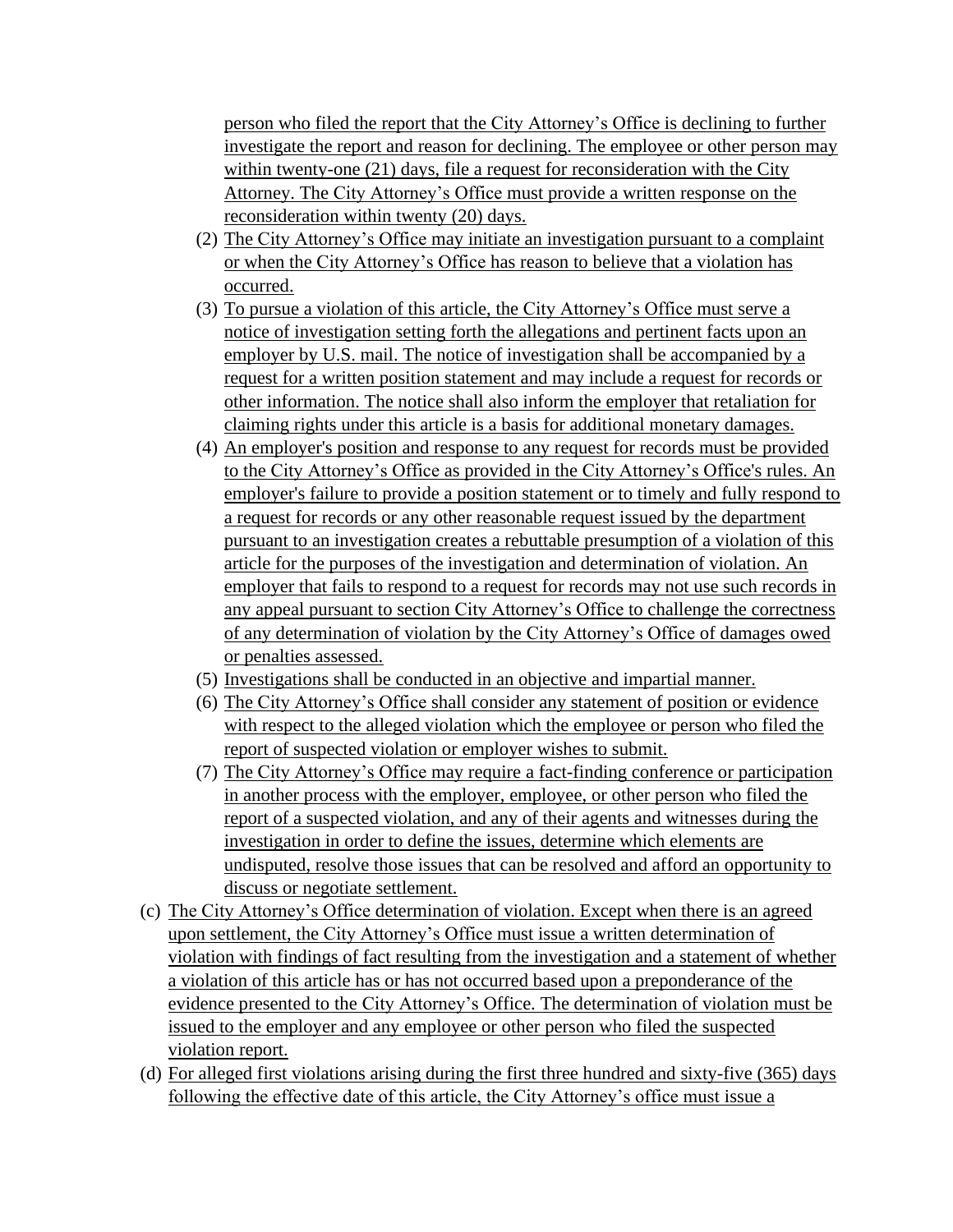person who filed the report that the City Attorney's Office is declining to further investigate the report and reason for declining. The employee or other person may within twenty-one (21) days, file a request for reconsideration with the City Attorney. The City Attorney's Office must provide a written response on the reconsideration within twenty (20) days.

(2) The City Attorney's Office may initiate an investigation pursuant to a complaint or when the City Attorney's Office has reason to believe that a violation has occurred.

(3) To pursue a violation of this article, the City Attorney's Office must serve a notice of investigation setting forth the allegations and pertinent facts upon an employer by U.S. mail. The notice of investigation shall be accompanied by a request for a written position statement and may include a request for records or other information. The notice shall also inform the employer that retaliation for claiming rights under this article is a basis for additional monetary damages.

(4) An employer's position and response to any request for records must be provided to the City Attorney's Office as provided in the City Attorney's Office's rules. An employer's failure to provide a position statement or to timely and fully respond to a request for records or any other reasonable request issued by the department pursuant to an investigation creates a rebuttable presumption of a violation of this article for the purposes of the investigation and determination of violation. An employer that fails to respond to a request for records may not use such records in any appeal pursuant to section City Attorney's Office to challenge the correctness of any determination of violation by the City Attorney's Office of damages owed or penalties assessed.

(5) Investigations shall be conducted in an objective and impartial manner.

(6) The City Attorney's Office shall consider any statement of position or evidence with respect to the alleged violation which the employee or person who filed the report of suspected violation or employer wishes to submit.

(7) The City Attorney's Office may require a fact-finding conference or participation in another process with the employer, employee, or other person who filed the report of a suspected violation, and any of their agents and witnesses during the investigation in order to define the issues, determine which elements are undisputed, resolve those issues that can be resolved and afford an opportunity to discuss or negotiate settlement.

(c) The City Attorney's Office determination of violation. Except when there is an agreed upon settlement, the City Attorney's Office must issue a written determination of violation with findings of fact resulting from the investigation and a statement of whether a violation of this article has or has not occurred based upon a preponderance of the evidence presented to the City Attorney's Office. The determination of violation must be issued to the employer and any employee or other person who filed the suspected violation report.

(d) For alleged first violations arising during the first three hundred and sixty-five (365) days following the effective date of this article, the City Attorney's office must issue a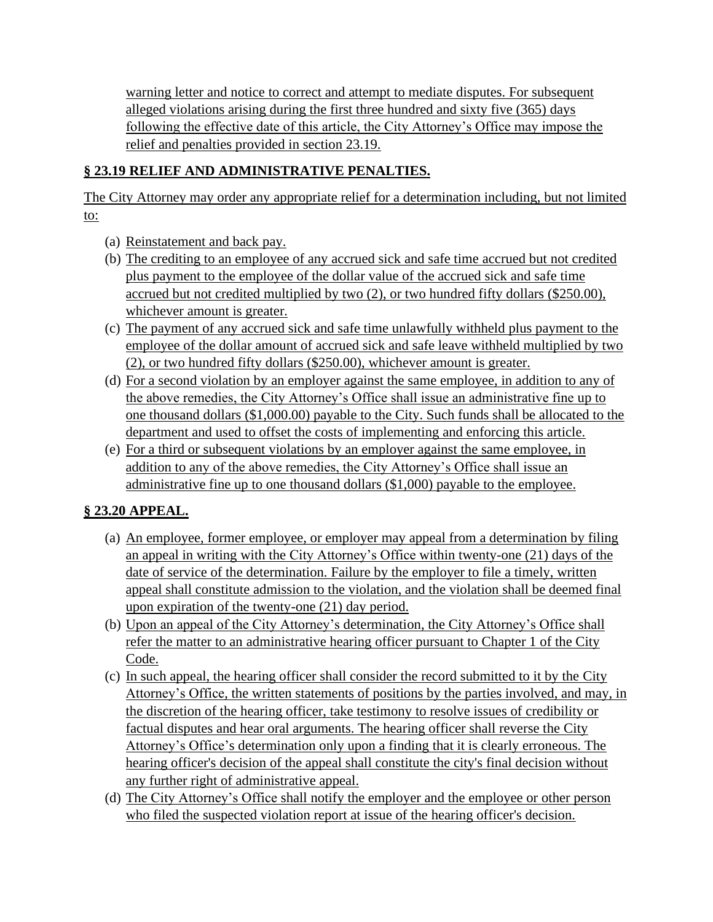warning letter and notice to correct and attempt to mediate disputes. For subsequent alleged violations arising during the first three hundred and sixty five (365) days following the effective date of this article, the City Attorney's Office may impose the relief and penalties provided in section 23.19.

## § 23.19 RELIEF AND ADMINISTRATIVE PENALTIES.

The City Attorney may order any appropriate relief for a determination including, but not limited to:

(a) Reinstatement and back pay.

(b) The crediting to an employee of any accrued sick and safe time accrued but not credited plus payment to the employee of the dollar value of the accrued sick and safe time accrued but not credited multiplied by two (2), or two hundred fifty dollars ($250.00), whichever amount is greater.

(c) The payment of any accrued sick and safe time unlawfully withheld plus payment to the employee of the dollar amount of accrued sick and safe leave withheld multiplied by two (2), or two hundred fifty dollars ($250.00), whichever amount is greater.

(d) For a second violation by an employer against the same employee, in addition to any of the above remedies, the City Attorney's Office shall issue an administrative fine up to one thousand dollars ($1,000.00) payable to the City. Such funds shall be allocated to the department and used to offset the costs of implementing and enforcing this article.

(e) For a third or subsequent violations by an employer against the same employee, in addition to any of the above remedies, the City Attorney's Office shall issue an administrative fine up to one thousand dollars ($1,000) payable to the employee.

## § 23.20 APPEAL.

(a) An employee, former employee, or employer may appeal from a determination by filing an appeal in writing with the City Attorney's Office within twenty-one (21) days of the date of service of the determination. Failure by the employer to file a timely, written appeal shall constitute admission to the violation, and the violation shall be deemed final upon expiration of the twenty-one (21) day period.

(b) Upon an appeal of the City Attorney's determination, the City Attorney's Office shall refer the matter to an administrative hearing officer pursuant to Chapter 1 of the City Code.

(c) In such appeal, the hearing officer shall consider the record submitted to it by the City Attorney's Office, the written statements of positions by the parties involved, and may, in the discretion of the hearing officer, take testimony to resolve issues of credibility or factual disputes and hear oral arguments. The hearing officer shall reverse the City Attorney's Office's determination only upon a finding that it is clearly erroneous. The hearing officer's decision of the appeal shall constitute the city's final decision without any further right of administrative appeal.

(d) The City Attorney's Office shall notify the employer and the employee or other person who filed the suspected violation report at issue of the hearing officer's decision.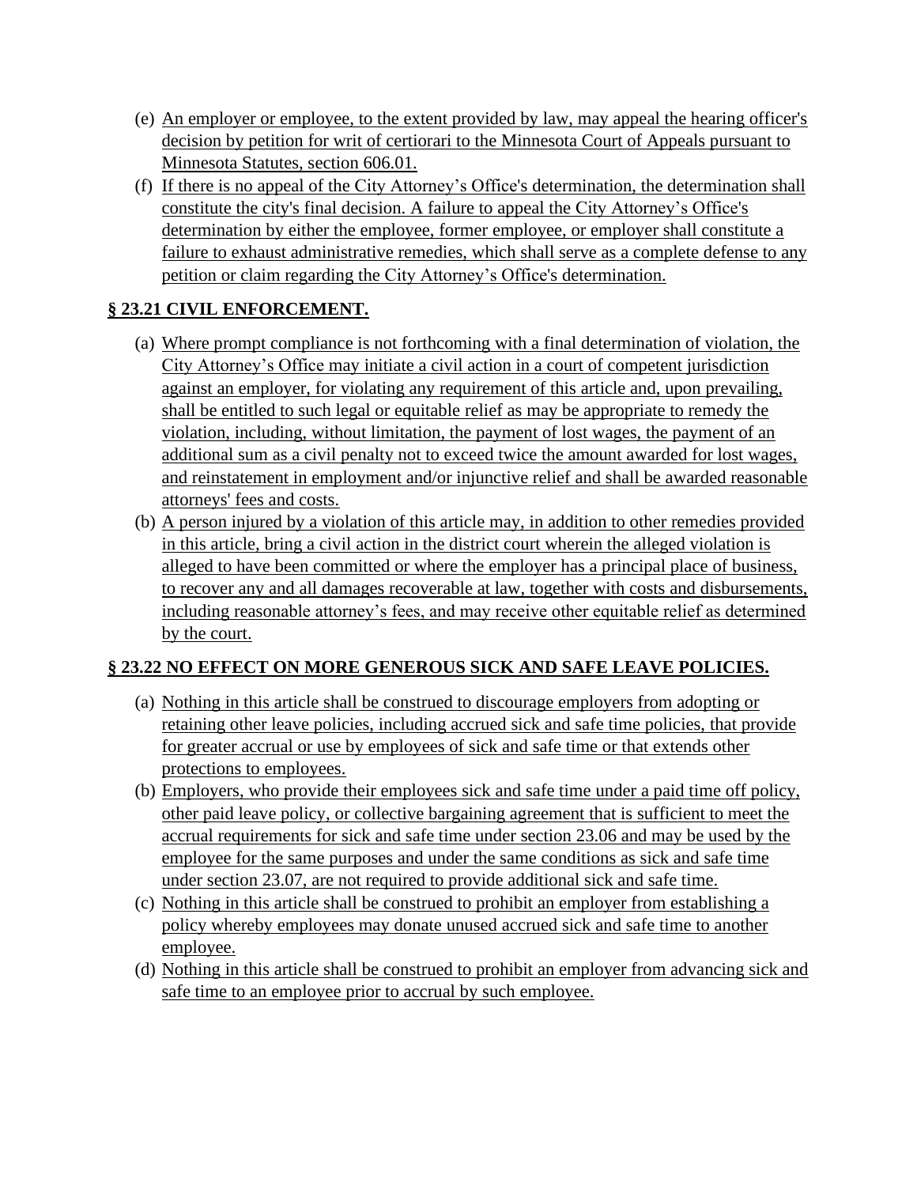(e) An employer or employee, to the extent provided by law, may appeal the hearing officer's decision by petition for writ of certiorari to the Minnesota Court of Appeals pursuant to Minnesota Statutes, section 606.01.

(f) If there is no appeal of the City Attorney's Office's determination, the determination shall constitute the city's final decision. A failure to appeal the City Attorney's Office's determination by either the employee, former employee, or employer shall constitute a failure to exhaust administrative remedies, which shall serve as a complete defense to any petition or claim regarding the City Attorney's Office's determination.

**§ 23.21 CIVIL ENFORCEMENT.**

(a) Where prompt compliance is not forthcoming with a final determination of violation, the City Attorney's Office may initiate a civil action in a court of competent jurisdiction against an employer, for violating any requirement of this article and, upon prevailing, shall be entitled to such legal or equitable relief as may be appropriate to remedy the violation, including, without limitation, the payment of lost wages, the payment of an additional sum as a civil penalty not to exceed twice the amount awarded for lost wages, and reinstatement in employment and/or injunctive relief and shall be awarded reasonable attorneys' fees and costs.

(b) A person injured by a violation of this article may, in addition to other remedies provided in this article, bring a civil action in the district court wherein the alleged violation is alleged to have been committed or where the employer has a principal place of business, to recover any and all damages recoverable at law, together with costs and disbursements, including reasonable attorney's fees, and may receive other equitable relief as determined by the court.

**§ 23.22 NO EFFECT ON MORE GENEROUS SICK AND SAFE LEAVE POLICIES.**

(a) Nothing in this article shall be construed to discourage employers from adopting or retaining other leave policies, including accrued sick and safe time policies, that provide for greater accrual or use by employees of sick and safe time or that extends other protections to employees.

(b) Employers, who provide their employees sick and safe time under a paid time off policy, other paid leave policy, or collective bargaining agreement that is sufficient to meet the accrual requirements for sick and safe time under section 23.06 and may be used by the employee for the same purposes and under the same conditions as sick and safe time under section 23.07, are not required to provide additional sick and safe time.

(c) Nothing in this article shall be construed to prohibit an employer from establishing a policy whereby employees may donate unused accrued sick and safe time to another employee.

(d) Nothing in this article shall be construed to prohibit an employer from advancing sick and safe time to an employee prior to accrual by such employee.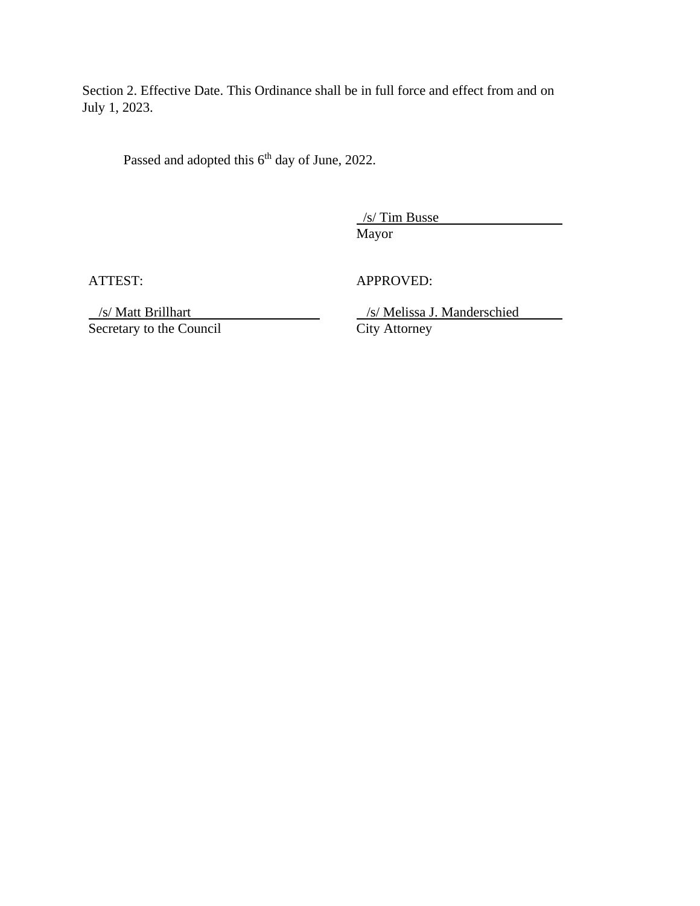Section 2. Effective Date. This Ordinance shall be in full force and effect from and on July 1, 2023.

Passed and adopted this 6th day of June, 2022.

/s/ Tim Busse
Mayor

ATTEST:

/s/ Matt Brillhart
Secretary to the Council

APPROVED:

/s/ Melissa J. Manderschied
City Attorney